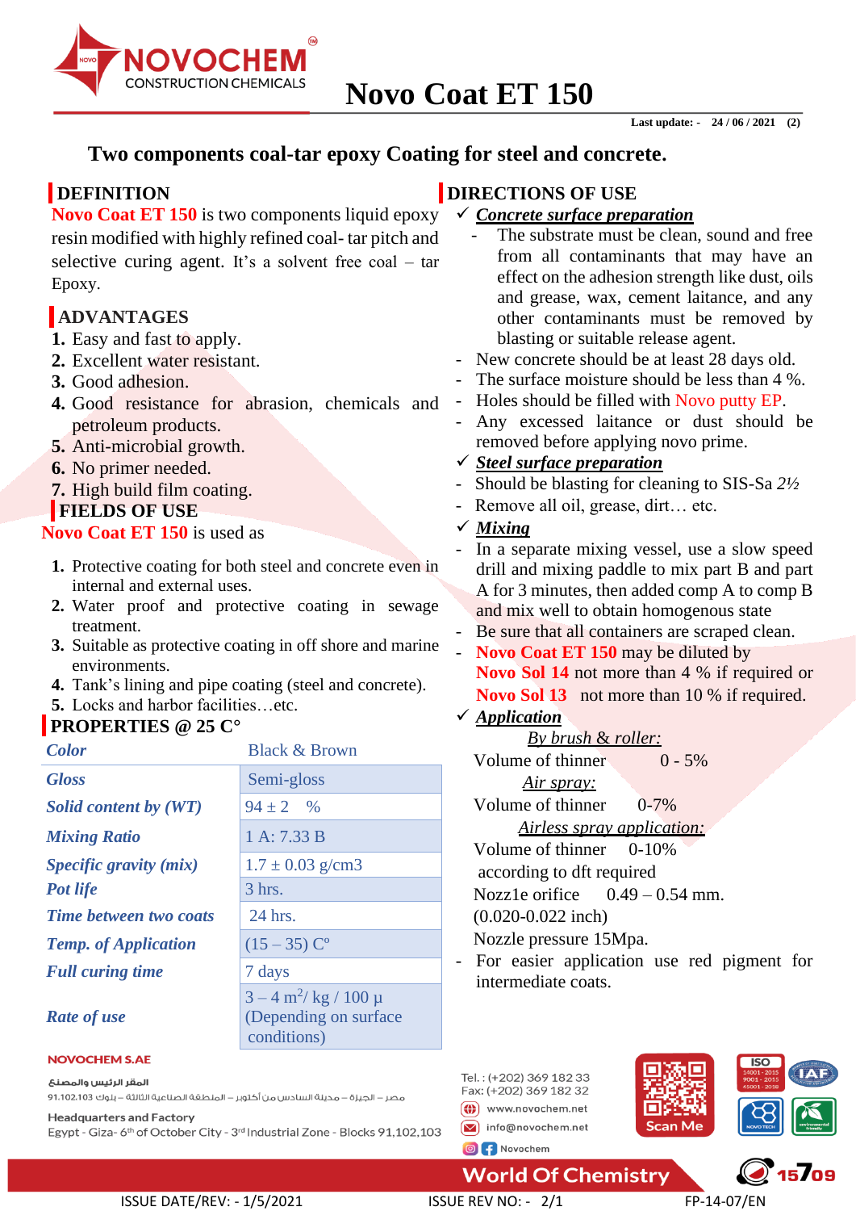# Novo Coat ET 150

Last update: - 24 / 06 / 2021 (2)

## Two components coal-tar epoxy Coating for steel and concrete.

## DEFINITION

**Novo Coat ET 150** is two components liquid epoxy resin modified with highly refined coal- tar pitch and selective curing agent. It's a solvent free coal – tar Epoxy.

## ADVANTAGES

1. Easy and fast to apply.
2. Excellent water resistant.
3. Good adhesion.
4. Good resistance for abrasion, chemicals and petroleum products.
5. Anti-microbial growth.
6. No primer needed.
7. High build film coating.

## FIELDS OF USE

**Novo Coat ET 150** is used as

1. Protective coating for both steel and concrete even in internal and external uses.
2. Water proof and protective coating in sewage treatment.
3. Suitable as protective coating in off shore and marine environments.
4. Tank's lining and pipe coating (steel and concrete).
5. Locks and harbor facilities…etc.

## PROPERTIES @ 25 C°

| Property | Value |
|---|---|
| *Color* | Black & Brown |
| *Gloss* | Semi-gloss |
| *Solid content by (WT)* | 94 ± 2 % |
| *Mixing Ratio* | 1 A: 7.33 B |
| *Specific gravity (mix)* | 1.7 ± 0.03 g/cm3 |
| *Pot life* | 3 hrs. |
| *Time between two coats* | 24 hrs. |
| *Temp. of Application* | (15 – 35) C° |
| *Full curing time* | 7 days |
| *Rate of use* | 3 – 4 $m^2$/ kg / 100 µ (Depending on surface conditions) |

## DIRECTIONS OF USE

✓ ***Concrete surface preparation***

- The substrate must be clean, sound and free from all contaminants that may have an effect on the adhesion strength like dust, oils and grease, wax, cement laitance, and any other contaminants must be removed by blasting or suitable release agent.
- New concrete should be at least 28 days old.
- The surface moisture should be less than 4 %.
- Holes should be filled with Novo putty EP.
- Any excessed laitance or dust should be removed before applying novo prime.

✓ ***Steel surface preparation***

- Should be blasting for cleaning to SIS-Sa *2½*
- Remove all oil, grease, dirt… etc.

✓ ***Mixing***

- In a separate mixing vessel, use a slow speed drill and mixing paddle to mix part B and part A for 3 minutes, then added comp A to comp B and mix well to obtain homogenous state
- Be sure that all containers are scraped clean.
- **Novo Coat ET 150** may be diluted by **Novo Sol 14** not more than 4 % if required or **Novo Sol 13** not more than 10 % if required.

✓ ***Application***

*By brush & roller:*

Volume of thinner 0 - 5%

*Air spray:*

Volume of thinner 0-7%

*Airless spray application:*

Volume of thinner 0-10% according to dft required

Nozz1e orifice 0.49 – 0.54 mm. (0.020-0.022 inch)

Nozzle pressure 15Mpa.

- For easier application use red pigment for intermediate coats.

**NOVOCHEM S.AE**

المقر الرئيس والمصنع

مصر – الجيزة – مدينة السادس من أكتوبر – المنطقة الصناعية الثالثة – بلوك 91.102.103

Headquarters and Factory

Egypt - Giza- 6th of October City - 3rd Industrial Zone - Blocks 91,102,103

Tel. : (+202) 369 182 33
Fax: (+202) 369 182 32
www.novochem.net
info@novochem.net
Novochem

World Of Chemistry

ISSUE DATE/REV: - 1/5/2021 ISSUE REV NO: - 2/1 FP-14-07/EN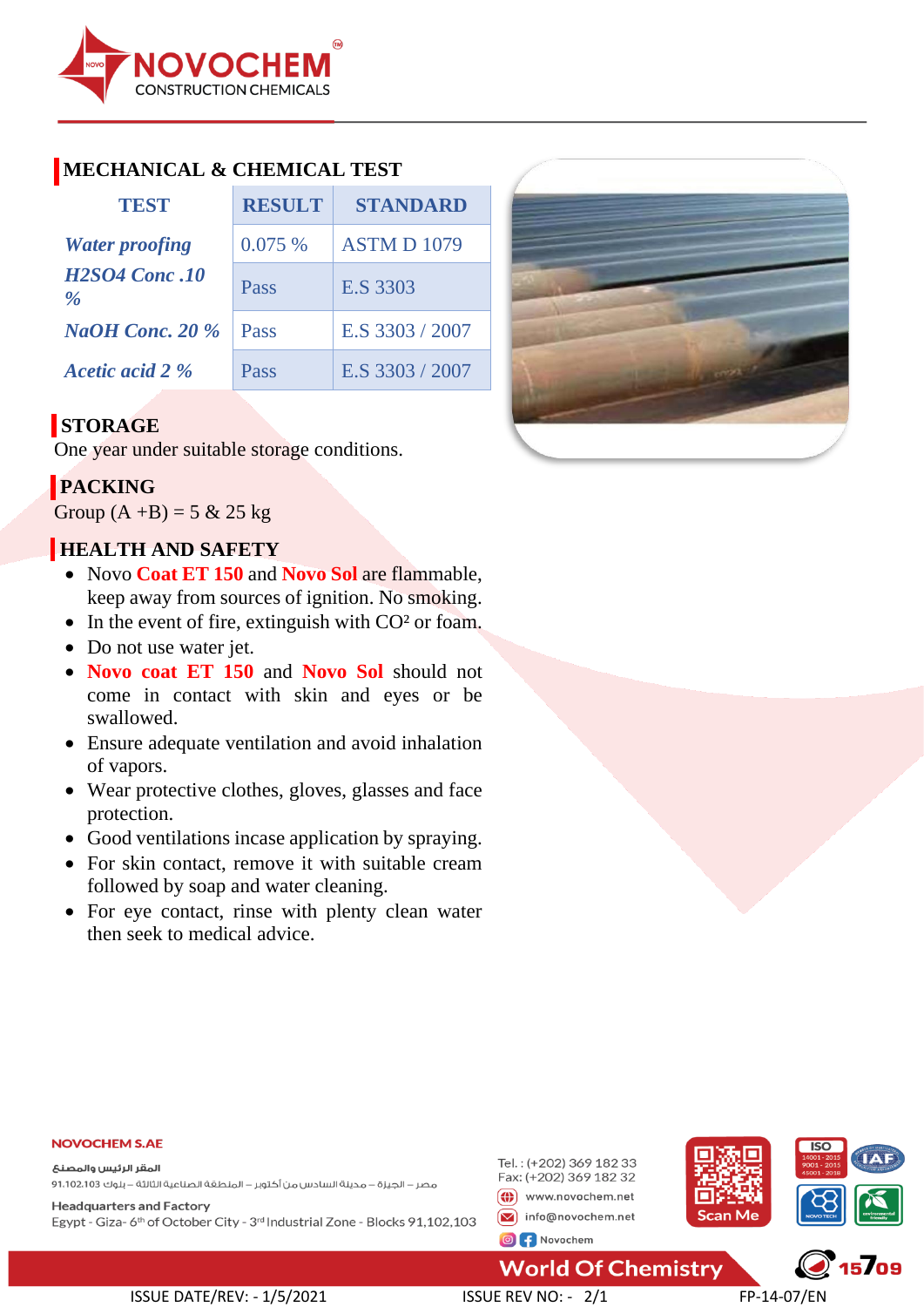## MECHANICAL & CHEMICAL TEST

| TEST | RESULT | STANDARD |
|---|---|---|
| *Water proofing* | 0.075 % | ASTM D 1079 |
| *$H_2SO_4$ Conc .10 %* | Pass | E.S 3303 |
| *NaOH Conc. 20 %* | Pass | E.S 3303 / 2007 |
| *Acetic acid 2 %* | Pass | E.S 3303 / 2007 |

## STORAGE

One year under suitable storage conditions.

## PACKING

Group (A +B) = 5 & 25 kg

## HEALTH AND SAFETY

- Novo **Coat ET 150** and **Novo Sol** are flammable, keep away from sources of ignition. No smoking.
- In the event of fire, extinguish with $CO^2$ or foam.
- Do not use water jet.
- **Novo coat ET 150** and **Novo Sol** should not come in contact with skin and eyes or be swallowed.
- Ensure adequate ventilation and avoid inhalation of vapors.
- Wear protective clothes, gloves, glasses and face protection.
- Good ventilations incase application by spraying.
- For skin contact, remove it with suitable cream followed by soap and water cleaning.
- For eye contact, rinse with plenty clean water then seek to medical advice.

NOVOCHEM S.AE

المقر الرئيس والمصنع

مصر – الجيزة – مدينة السادس من أكتوبر – المنطقة الصناعية الثالثة – بلوك 91.102.103

Headquarters and Factory

Egypt - Giza- 6th of October City - 3rd Industrial Zone - Blocks 91,102,103

Tel. : (+202) 369 182 33
Fax: (+202) 369 182 32
www.novochem.net
info@novochem.net
Novochem

Scan Me

World Of Chemistry

ISSUE DATE/REV: - 1/5/2021 ISSUE REV NO: - 2/1 FP-14-07/EN